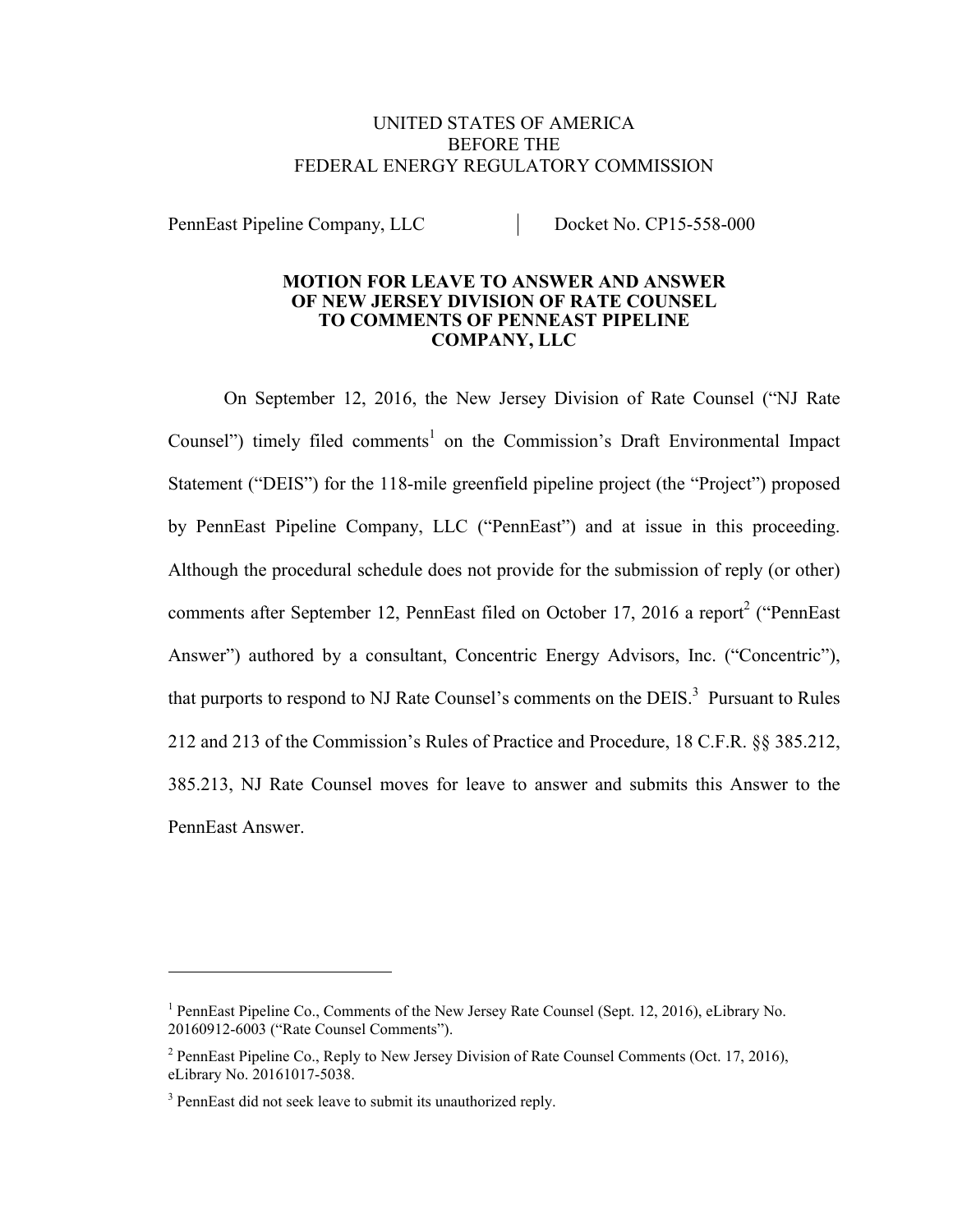UNITED STATES OF AMERICA
BEFORE THE
FEDERAL ENERGY REGULATORY COMMISSION

| PennEast Pipeline Company, LLC | Docket No. CP15-558-000 |
|---|---|

**MOTION FOR LEAVE TO ANSWER AND ANSWER OF NEW JERSEY DIVISION OF RATE COUNSEL TO COMMENTS OF PENNEAST PIPELINE COMPANY, LLC**

On September 12, 2016, the New Jersey Division of Rate Counsel ("NJ Rate Counsel") timely filed comments[1] on the Commission's Draft Environmental Impact Statement ("DEIS") for the 118-mile greenfield pipeline project (the "Project") proposed by PennEast Pipeline Company, LLC ("PennEast") and at issue in this proceeding. Although the procedural schedule does not provide for the submission of reply (or other) comments after September 12, PennEast filed on October 17, 2016 a report[2] ("PennEast Answer") authored by a consultant, Concentric Energy Advisors, Inc. ("Concentric"), that purports to respond to NJ Rate Counsel's comments on the DEIS.[3] Pursuant to Rules 212 and 213 of the Commission's Rules of Practice and Procedure, 18 C.F.R. §§ 385.212, 385.213, NJ Rate Counsel moves for leave to answer and submits this Answer to the PennEast Answer.

[1] PennEast Pipeline Co., Comments of the New Jersey Rate Counsel (Sept. 12, 2016), eLibrary No. 20160912-6003 ("Rate Counsel Comments").

[2] PennEast Pipeline Co., Reply to New Jersey Division of Rate Counsel Comments (Oct. 17, 2016), eLibrary No. 20161017-5038.

[3] PennEast did not seek leave to submit its unauthorized reply.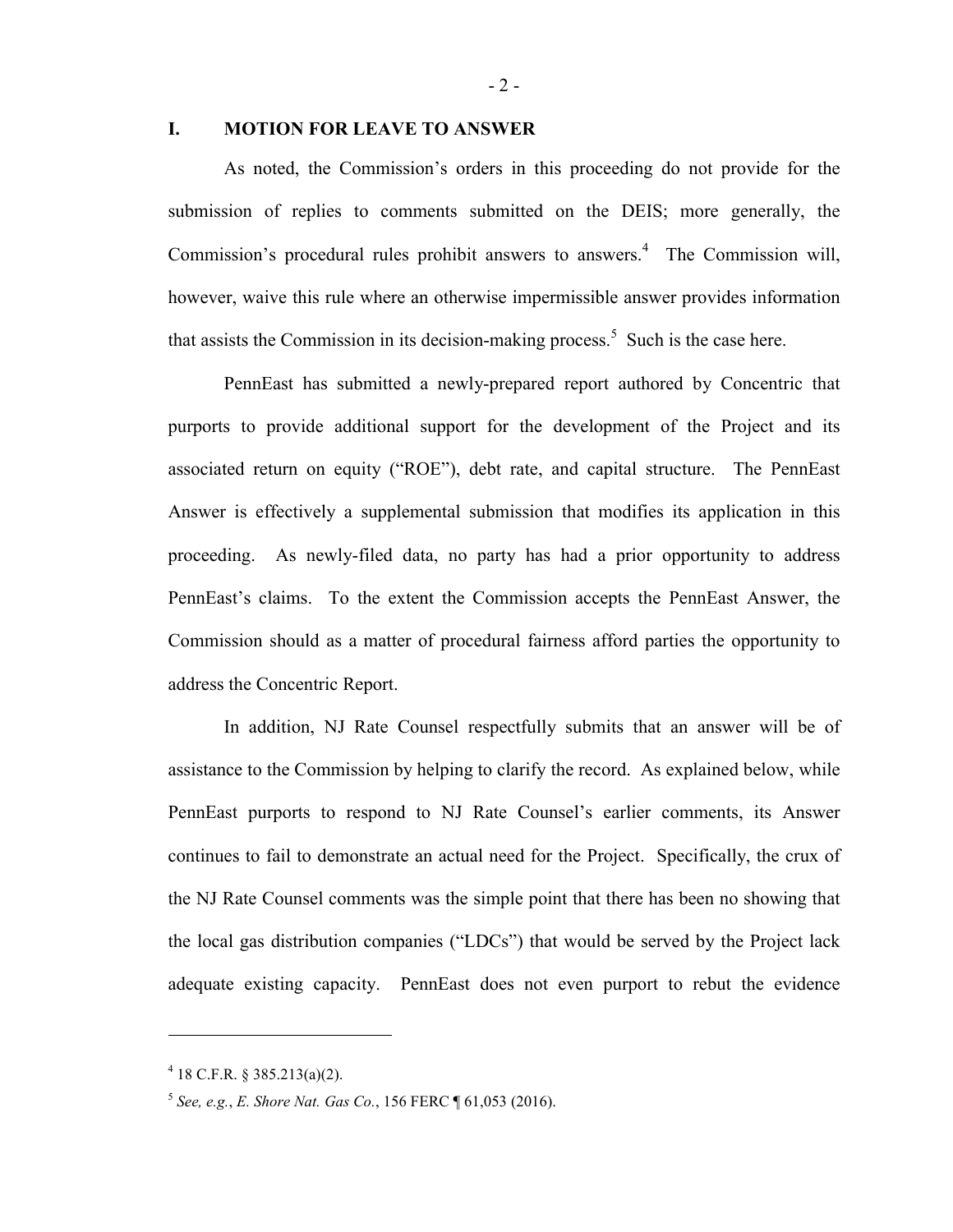## I. MOTION FOR LEAVE TO ANSWER

As noted, the Commission's orders in this proceeding do not provide for the submission of replies to comments submitted on the DEIS; more generally, the Commission's procedural rules prohibit answers to answers.[4] The Commission will, however, waive this rule where an otherwise impermissible answer provides information that assists the Commission in its decision-making process.[5] Such is the case here.

PennEast has submitted a newly-prepared report authored by Concentric that purports to provide additional support for the development of the Project and its associated return on equity ("ROE"), debt rate, and capital structure. The PennEast Answer is effectively a supplemental submission that modifies its application in this proceeding. As newly-filed data, no party has had a prior opportunity to address PennEast's claims. To the extent the Commission accepts the PennEast Answer, the Commission should as a matter of procedural fairness afford parties the opportunity to address the Concentric Report.

In addition, NJ Rate Counsel respectfully submits that an answer will be of assistance to the Commission by helping to clarify the record. As explained below, while PennEast purports to respond to NJ Rate Counsel's earlier comments, its Answer continues to fail to demonstrate an actual need for the Project. Specifically, the crux of the NJ Rate Counsel comments was the simple point that there has been no showing that the local gas distribution companies ("LDCs") that would be served by the Project lack adequate existing capacity. PennEast does not even purport to rebut the evidence

---

[4] 18 C.F.R. § 385.213(a)(2).

[5] *See, e.g.*, *E. Shore Nat. Gas Co.*, 156 FERC ¶ 61,053 (2016).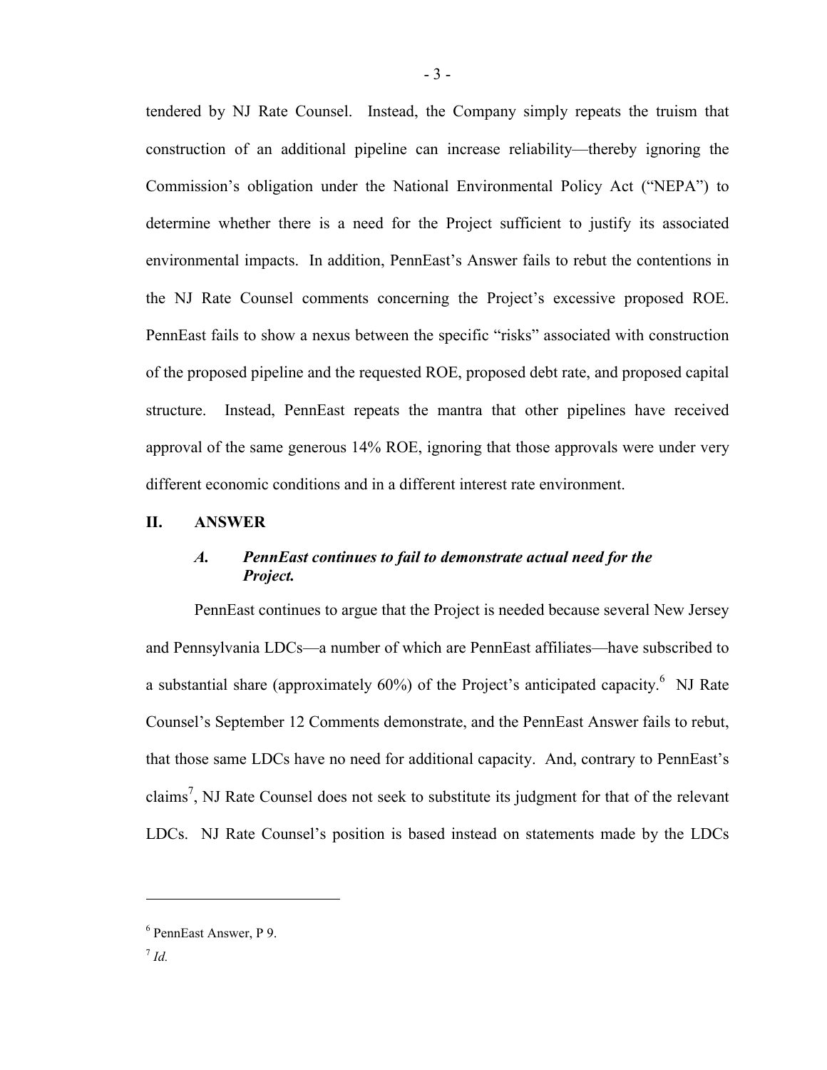tendered by NJ Rate Counsel. Instead, the Company simply repeats the truism that construction of an additional pipeline can increase reliability—thereby ignoring the Commission's obligation under the National Environmental Policy Act ("NEPA") to determine whether there is a need for the Project sufficient to justify its associated environmental impacts. In addition, PennEast's Answer fails to rebut the contentions in the NJ Rate Counsel comments concerning the Project's excessive proposed ROE. PennEast fails to show a nexus between the specific "risks" associated with construction of the proposed pipeline and the requested ROE, proposed debt rate, and proposed capital structure. Instead, PennEast repeats the mantra that other pipelines have received approval of the same generous 14% ROE, ignoring that those approvals were under very different economic conditions and in a different interest rate environment.

## II. ANSWER

### *A. PennEast continues to fail to demonstrate actual need for the Project.*

PennEast continues to argue that the Project is needed because several New Jersey and Pennsylvania LDCs—a number of which are PennEast affiliates—have subscribed to a substantial share (approximately 60%) of the Project's anticipated capacity.[6] NJ Rate Counsel's September 12 Comments demonstrate, and the PennEast Answer fails to rebut, that those same LDCs have no need for additional capacity. And, contrary to PennEast's claims[7], NJ Rate Counsel does not seek to substitute its judgment for that of the relevant LDCs. NJ Rate Counsel's position is based instead on statements made by the LDCs

---

[6] PennEast Answer, P 9.

[7] *Id.*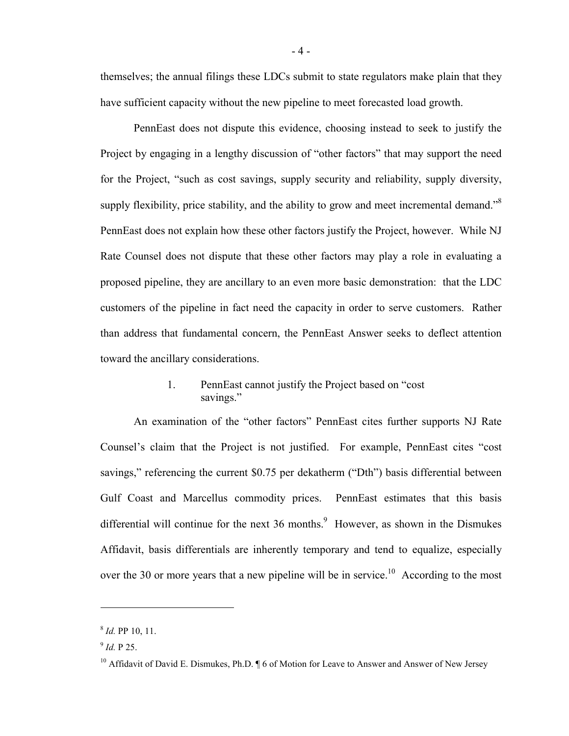themselves; the annual filings these LDCs submit to state regulators make plain that they have sufficient capacity without the new pipeline to meet forecasted load growth.

PennEast does not dispute this evidence, choosing instead to seek to justify the Project by engaging in a lengthy discussion of "other factors" that may support the need for the Project, "such as cost savings, supply security and reliability, supply diversity, supply flexibility, price stability, and the ability to grow and meet incremental demand."[8] PennEast does not explain how these other factors justify the Project, however. While NJ Rate Counsel does not dispute that these other factors may play a role in evaluating a proposed pipeline, they are ancillary to an even more basic demonstration: that the LDC customers of the pipeline in fact need the capacity in order to serve customers. Rather than address that fundamental concern, the PennEast Answer seeks to deflect attention toward the ancillary considerations.

### 1. PennEast cannot justify the Project based on "cost savings."

An examination of the "other factors" PennEast cites further supports NJ Rate Counsel's claim that the Project is not justified. For example, PennEast cites "cost savings," referencing the current $0.75 per dekatherm ("Dth") basis differential between Gulf Coast and Marcellus commodity prices. PennEast estimates that this basis differential will continue for the next 36 months.[9] However, as shown in the Dismukes Affidavit, basis differentials are inherently temporary and tend to equalize, especially over the 30 or more years that a new pipeline will be in service.[10] According to the most

---

[8] *Id.* PP 10, 11.

[9] *Id.* P 25.

[10] Affidavit of David E. Dismukes, Ph.D. ¶ 6 of Motion for Leave to Answer and Answer of New Jersey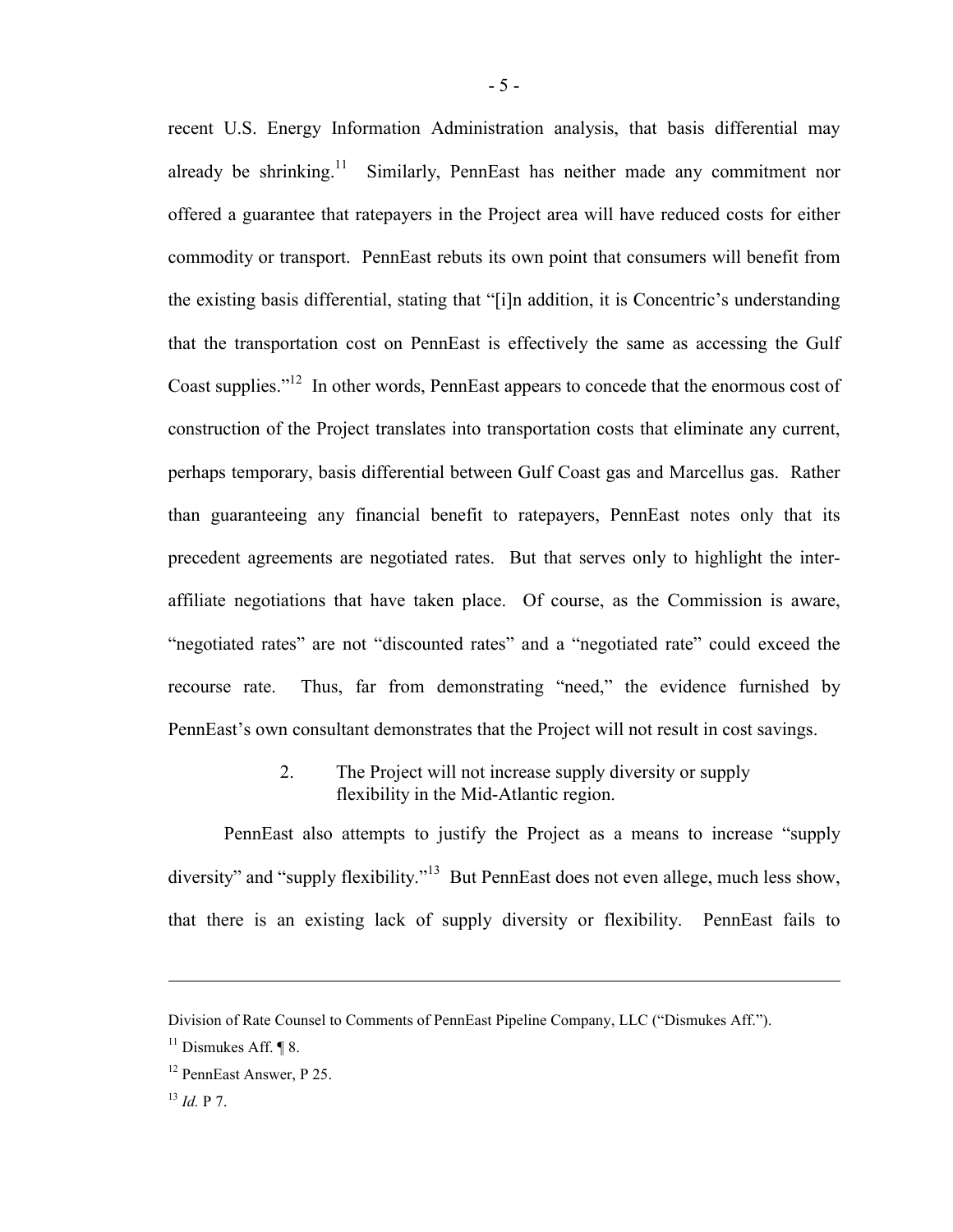recent U.S. Energy Information Administration analysis, that basis differential may already be shrinking.[11] Similarly, PennEast has neither made any commitment nor offered a guarantee that ratepayers in the Project area will have reduced costs for either commodity or transport. PennEast rebuts its own point that consumers will benefit from the existing basis differential, stating that "[i]n addition, it is Concentric's understanding that the transportation cost on PennEast is effectively the same as accessing the Gulf Coast supplies."[12] In other words, PennEast appears to concede that the enormous cost of construction of the Project translates into transportation costs that eliminate any current, perhaps temporary, basis differential between Gulf Coast gas and Marcellus gas. Rather than guaranteeing any financial benefit to ratepayers, PennEast notes only that its precedent agreements are negotiated rates. But that serves only to highlight the inter-affiliate negotiations that have taken place. Of course, as the Commission is aware, "negotiated rates" are not "discounted rates" and a "negotiated rate" could exceed the recourse rate. Thus, far from demonstrating "need," the evidence furnished by PennEast's own consultant demonstrates that the Project will not result in cost savings.

2. The Project will not increase supply diversity or supply flexibility in the Mid-Atlantic region.

PennEast also attempts to justify the Project as a means to increase "supply diversity" and "supply flexibility."[13] But PennEast does not even allege, much less show, that there is an existing lack of supply diversity or flexibility. PennEast fails to

---

Division of Rate Counsel to Comments of PennEast Pipeline Company, LLC ("Dismukes Aff.").

[11] Dismukes Aff. ¶ 8.

[12] PennEast Answer, P 25.

[13] *Id.* P 7.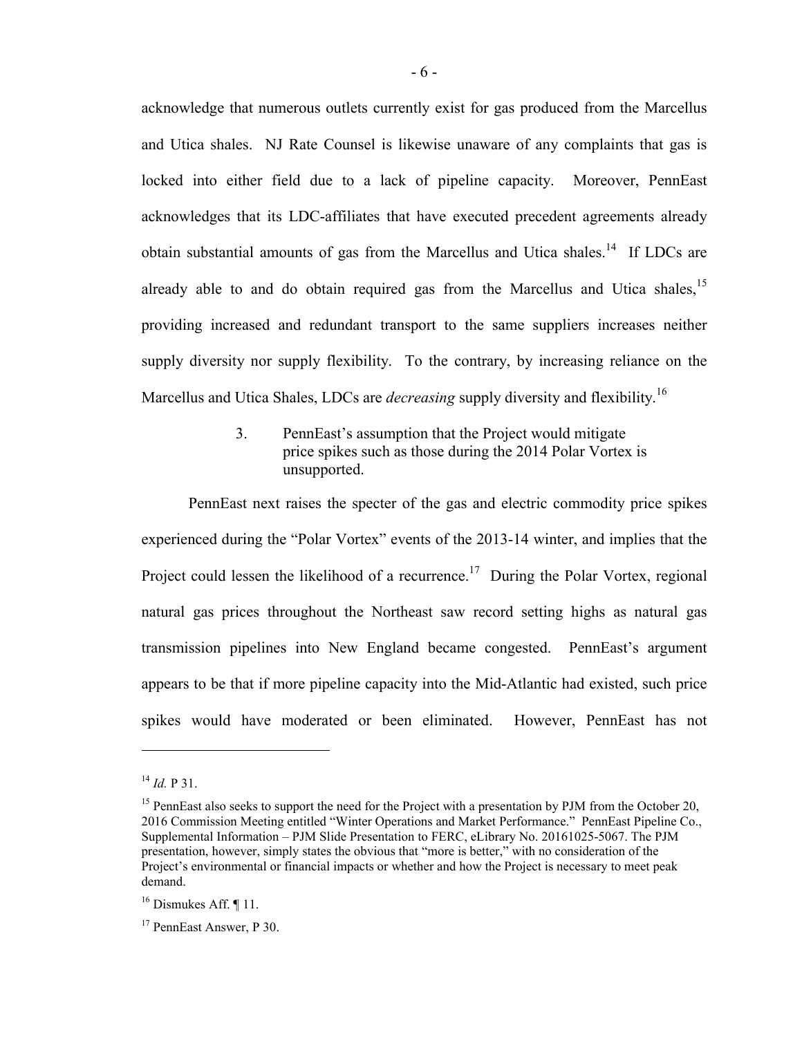acknowledge that numerous outlets currently exist for gas produced from the Marcellus and Utica shales. NJ Rate Counsel is likewise unaware of any complaints that gas is locked into either field due to a lack of pipeline capacity. Moreover, PennEast acknowledges that its LDC-affiliates that have executed precedent agreements already obtain substantial amounts of gas from the Marcellus and Utica shales.[14] If LDCs are already able to and do obtain required gas from the Marcellus and Utica shales,[15] providing increased and redundant transport to the same suppliers increases neither supply diversity nor supply flexibility. To the contrary, by increasing reliance on the Marcellus and Utica Shales, LDCs are *decreasing* supply diversity and flexibility.[16]

3. PennEast's assumption that the Project would mitigate price spikes such as those during the 2014 Polar Vortex is unsupported.

PennEast next raises the specter of the gas and electric commodity price spikes experienced during the "Polar Vortex" events of the 2013-14 winter, and implies that the Project could lessen the likelihood of a recurrence.[17] During the Polar Vortex, regional natural gas prices throughout the Northeast saw record setting highs as natural gas transmission pipelines into New England became congested. PennEast's argument appears to be that if more pipeline capacity into the Mid-Atlantic had existed, such price spikes would have moderated or been eliminated. However, PennEast has not

---

[14] *Id.* P 31.

[15] PennEast also seeks to support the need for the Project with a presentation by PJM from the October 20, 2016 Commission Meeting entitled "Winter Operations and Market Performance." PennEast Pipeline Co., Supplemental Information – PJM Slide Presentation to FERC, eLibrary No. 20161025-5067. The PJM presentation, however, simply states the obvious that "more is better," with no consideration of the Project's environmental or financial impacts or whether and how the Project is necessary to meet peak demand.

[16] Dismukes Aff. ¶ 11.

[17] PennEast Answer, P 30.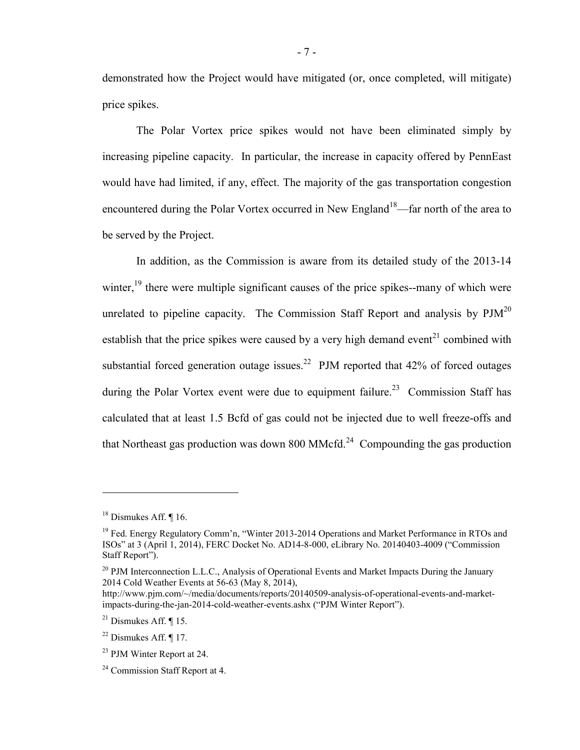demonstrated how the Project would have mitigated (or, once completed, will mitigate) price spikes.

The Polar Vortex price spikes would not have been eliminated simply by increasing pipeline capacity. In particular, the increase in capacity offered by PennEast would have had limited, if any, effect. The majority of the gas transportation congestion encountered during the Polar Vortex occurred in New England[18]—far north of the area to be served by the Project.

In addition, as the Commission is aware from its detailed study of the 2013-14 winter,[19] there were multiple significant causes of the price spikes--many of which were unrelated to pipeline capacity. The Commission Staff Report and analysis by PJM[20] establish that the price spikes were caused by a very high demand event[21] combined with substantial forced generation outage issues.[22] PJM reported that 42% of forced outages during the Polar Vortex event were due to equipment failure.[23] Commission Staff has calculated that at least 1.5 Bcfd of gas could not be injected due to well freeze-offs and that Northeast gas production was down 800 MMcfd.[24] Compounding the gas production

---

[18] Dismukes Aff. ¶ 16.

[19] Fed. Energy Regulatory Comm'n, "Winter 2013-2014 Operations and Market Performance in RTOs and ISOs" at 3 (April 1, 2014), FERC Docket No. AD14-8-000, eLibrary No. 20140403-4009 ("Commission Staff Report").

[20] PJM Interconnection L.L.C., Analysis of Operational Events and Market Impacts During the January 2014 Cold Weather Events at 56-63 (May 8, 2014), http://www.pjm.com/~/media/documents/reports/20140509-analysis-of-operational-events-and-market-impacts-during-the-jan-2014-cold-weather-events.ashx ("PJM Winter Report").

[21] Dismukes Aff. ¶ 15.

[22] Dismukes Aff. ¶ 17.

[23] PJM Winter Report at 24.

[24] Commission Staff Report at 4.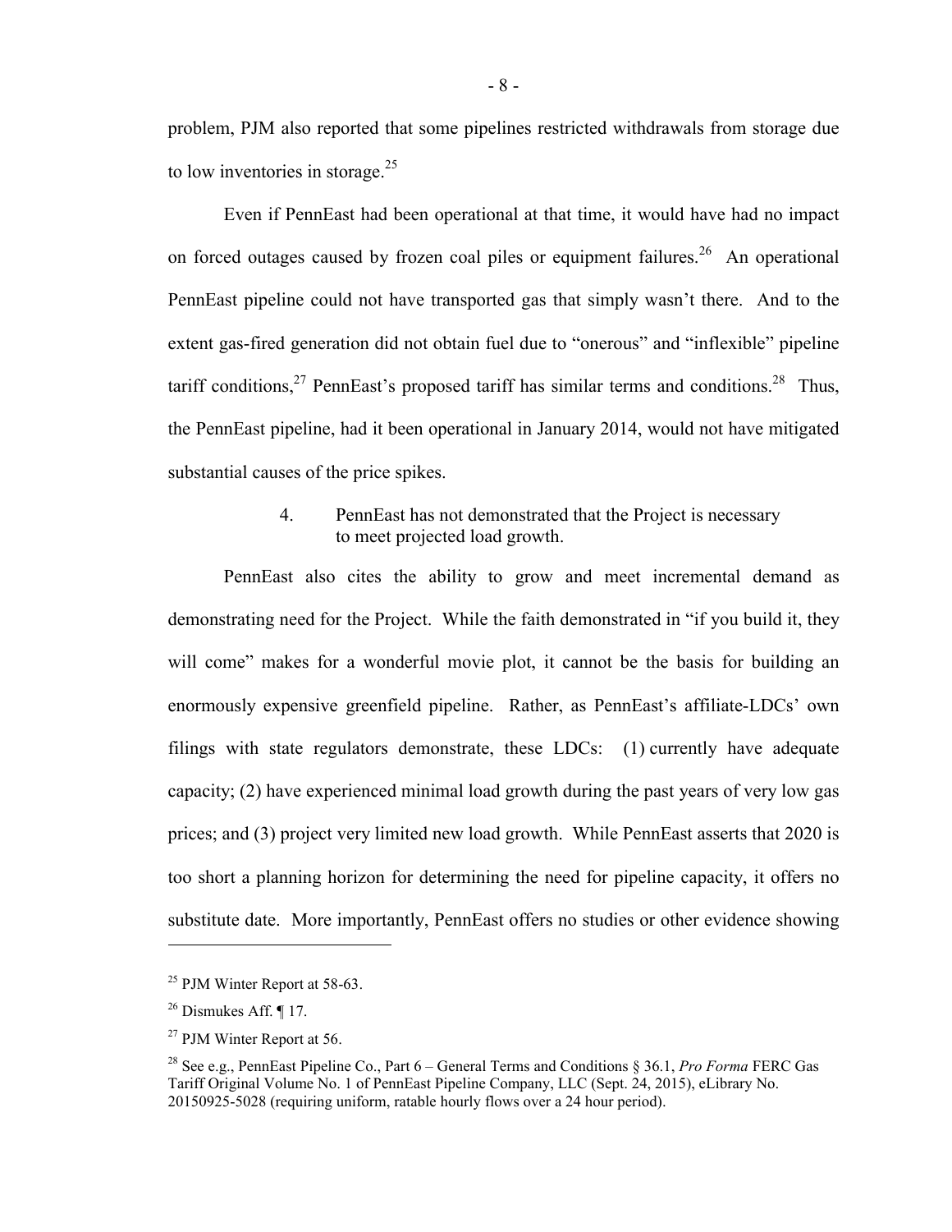problem, PJM also reported that some pipelines restricted withdrawals from storage due to low inventories in storage.[25]

Even if PennEast had been operational at that time, it would have had no impact on forced outages caused by frozen coal piles or equipment failures.[26] An operational PennEast pipeline could not have transported gas that simply wasn't there. And to the extent gas-fired generation did not obtain fuel due to "onerous" and "inflexible" pipeline tariff conditions,[27] PennEast's proposed tariff has similar terms and conditions.[28] Thus, the PennEast pipeline, had it been operational in January 2014, would not have mitigated substantial causes of the price spikes.

#### 4. PennEast has not demonstrated that the Project is necessary to meet projected load growth.

PennEast also cites the ability to grow and meet incremental demand as demonstrating need for the Project. While the faith demonstrated in "if you build it, they will come" makes for a wonderful movie plot, it cannot be the basis for building an enormously expensive greenfield pipeline. Rather, as PennEast's affiliate-LDCs' own filings with state regulators demonstrate, these LDCs: (1) currently have adequate capacity; (2) have experienced minimal load growth during the past years of very low gas prices; and (3) project very limited new load growth. While PennEast asserts that 2020 is too short a planning horizon for determining the need for pipeline capacity, it offers no substitute date. More importantly, PennEast offers no studies or other evidence showing

---

[25] PJM Winter Report at 58-63.

[26] Dismukes Aff. ¶ 17.

[27] PJM Winter Report at 56.

[28] See e.g., PennEast Pipeline Co., Part 6 – General Terms and Conditions § 36.1, *Pro Forma* FERC Gas Tariff Original Volume No. 1 of PennEast Pipeline Company, LLC (Sept. 24, 2015), eLibrary No. 20150925-5028 (requiring uniform, ratable hourly flows over a 24 hour period).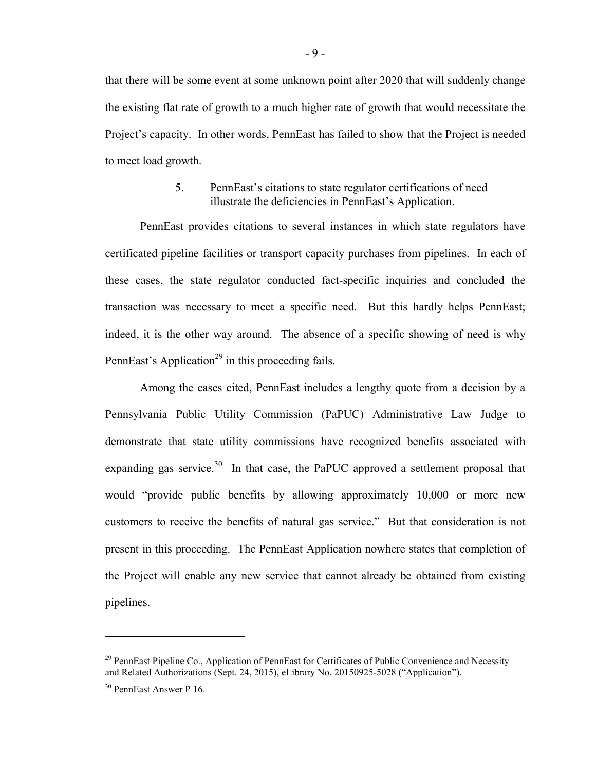that there will be some event at some unknown point after 2020 that will suddenly change the existing flat rate of growth to a much higher rate of growth that would necessitate the Project's capacity. In other words, PennEast has failed to show that the Project is needed to meet load growth.

### 5. PennEast's citations to state regulator certifications of need illustrate the deficiencies in PennEast's Application.

PennEast provides citations to several instances in which state regulators have certificated pipeline facilities or transport capacity purchases from pipelines. In each of these cases, the state regulator conducted fact-specific inquiries and concluded the transaction was necessary to meet a specific need. But this hardly helps PennEast; indeed, it is the other way around. The absence of a specific showing of need is why PennEast's Application[29] in this proceeding fails.

Among the cases cited, PennEast includes a lengthy quote from a decision by a Pennsylvania Public Utility Commission (PaPUC) Administrative Law Judge to demonstrate that state utility commissions have recognized benefits associated with expanding gas service.[30] In that case, the PaPUC approved a settlement proposal that would "provide public benefits by allowing approximately 10,000 or more new customers to receive the benefits of natural gas service." But that consideration is not present in this proceeding. The PennEast Application nowhere states that completion of the Project will enable any new service that cannot already be obtained from existing pipelines.

---

[29] PennEast Pipeline Co., Application of PennEast for Certificates of Public Convenience and Necessity and Related Authorizations (Sept. 24, 2015), eLibrary No. 20150925-5028 ("Application").

[30] PennEast Answer P 16.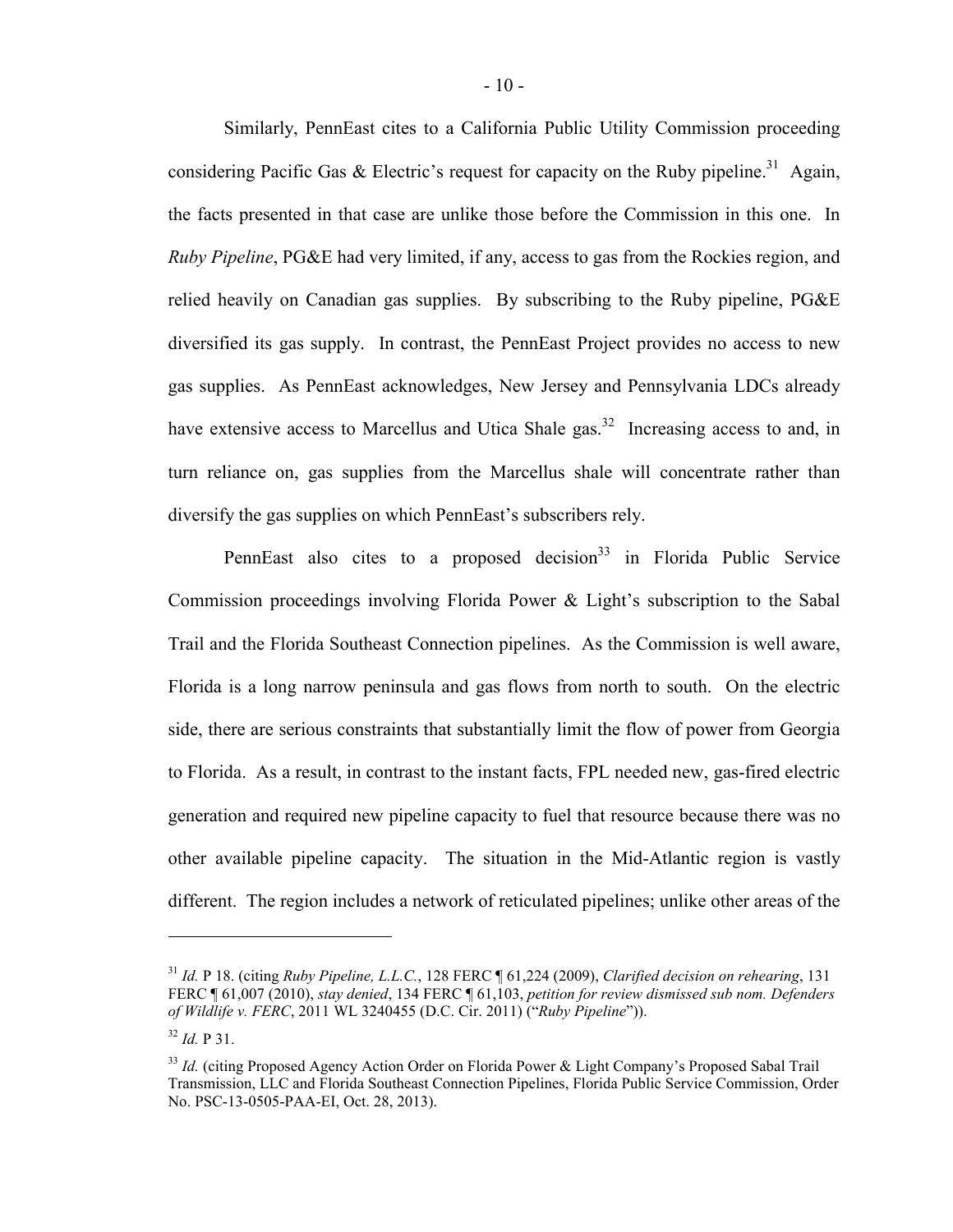Similarly, PennEast cites to a California Public Utility Commission proceeding considering Pacific Gas & Electric's request for capacity on the Ruby pipeline.[31] Again, the facts presented in that case are unlike those before the Commission in this one. In *Ruby Pipeline*, PG&E had very limited, if any, access to gas from the Rockies region, and relied heavily on Canadian gas supplies. By subscribing to the Ruby pipeline, PG&E diversified its gas supply. In contrast, the PennEast Project provides no access to new gas supplies. As PennEast acknowledges, New Jersey and Pennsylvania LDCs already have extensive access to Marcellus and Utica Shale gas.[32] Increasing access to and, in turn reliance on, gas supplies from the Marcellus shale will concentrate rather than diversify the gas supplies on which PennEast's subscribers rely.

PennEast also cites to a proposed decision[33] in Florida Public Service Commission proceedings involving Florida Power & Light's subscription to the Sabal Trail and the Florida Southeast Connection pipelines. As the Commission is well aware, Florida is a long narrow peninsula and gas flows from north to south. On the electric side, there are serious constraints that substantially limit the flow of power from Georgia to Florida. As a result, in contrast to the instant facts, FPL needed new, gas-fired electric generation and required new pipeline capacity to fuel that resource because there was no other available pipeline capacity. The situation in the Mid-Atlantic region is vastly different. The region includes a network of reticulated pipelines; unlike other areas of the

---

[31] *Id.* P 18. (citing *Ruby Pipeline, L.L.C.*, 128 FERC ¶ 61,224 (2009), *Clarified decision on rehearing*, 131 FERC ¶ 61,007 (2010), *stay denied*, 134 FERC ¶ 61,103, *petition for review dismissed sub nom. Defenders of Wildlife v. FERC*, 2011 WL 3240455 (D.C. Cir. 2011) ("*Ruby Pipeline*")).

[32] *Id.* P 31.

[33] *Id.* (citing Proposed Agency Action Order on Florida Power & Light Company's Proposed Sabal Trail Transmission, LLC and Florida Southeast Connection Pipelines, Florida Public Service Commission, Order No. PSC-13-0505-PAA-EI, Oct. 28, 2013).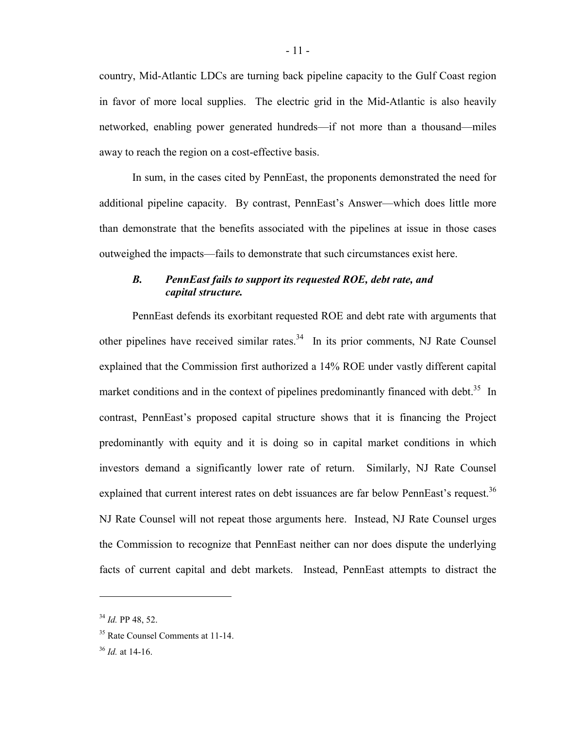country, Mid-Atlantic LDCs are turning back pipeline capacity to the Gulf Coast region in favor of more local supplies. The electric grid in the Mid-Atlantic is also heavily networked, enabling power generated hundreds—if not more than a thousand—miles away to reach the region on a cost-effective basis.

In sum, in the cases cited by PennEast, the proponents demonstrated the need for additional pipeline capacity. By contrast, PennEast's Answer—which does little more than demonstrate that the benefits associated with the pipelines at issue in those cases outweighed the impacts—fails to demonstrate that such circumstances exist here.

### *B. PennEast fails to support its requested ROE, debt rate, and capital structure.*

PennEast defends its exorbitant requested ROE and debt rate with arguments that other pipelines have received similar rates.[34] In its prior comments, NJ Rate Counsel explained that the Commission first authorized a 14% ROE under vastly different capital market conditions and in the context of pipelines predominantly financed with debt.[35] In contrast, PennEast's proposed capital structure shows that it is financing the Project predominantly with equity and it is doing so in capital market conditions in which investors demand a significantly lower rate of return. Similarly, NJ Rate Counsel explained that current interest rates on debt issuances are far below PennEast's request.[36] NJ Rate Counsel will not repeat those arguments here. Instead, NJ Rate Counsel urges the Commission to recognize that PennEast neither can nor does dispute the underlying facts of current capital and debt markets. Instead, PennEast attempts to distract the

---

[34] *Id.* PP 48, 52.

[35] Rate Counsel Comments at 11-14.

[36] *Id.* at 14-16.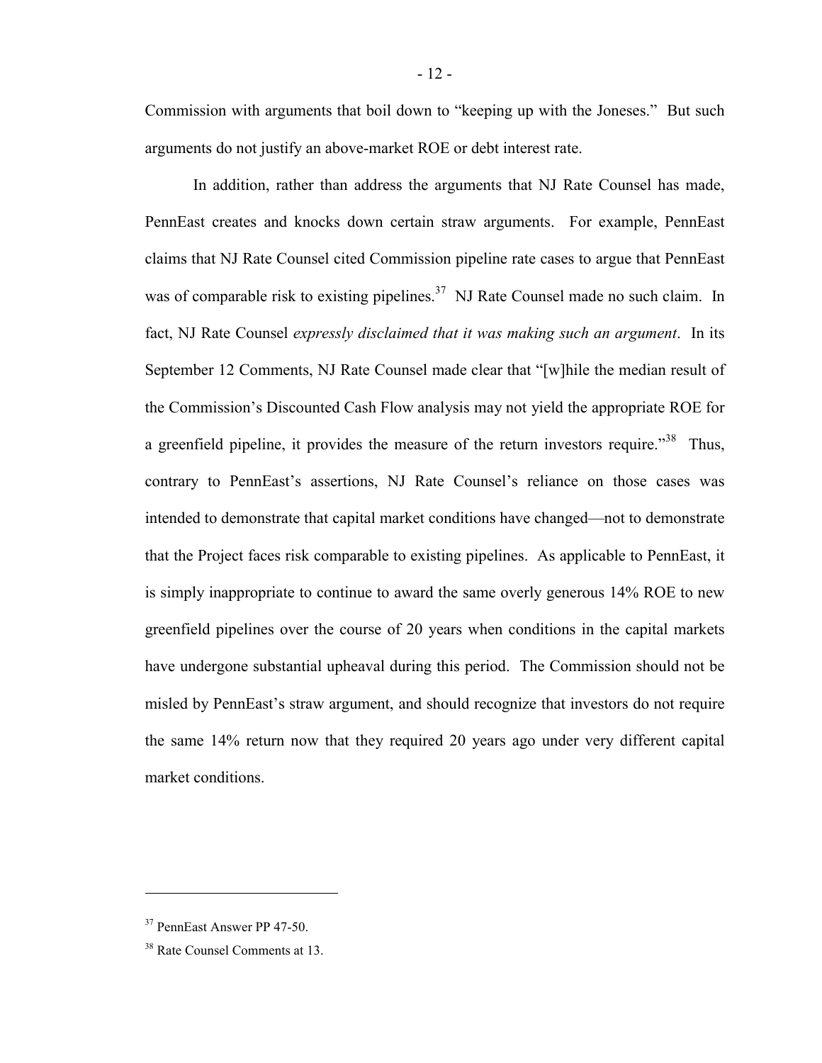Commission with arguments that boil down to "keeping up with the Joneses." But such arguments do not justify an above-market ROE or debt interest rate.

In addition, rather than address the arguments that NJ Rate Counsel has made, PennEast creates and knocks down certain straw arguments. For example, PennEast claims that NJ Rate Counsel cited Commission pipeline rate cases to argue that PennEast was of comparable risk to existing pipelines.[37] NJ Rate Counsel made no such claim. In fact, NJ Rate Counsel *expressly disclaimed that it was making such an argument*. In its September 12 Comments, NJ Rate Counsel made clear that "[w]hile the median result of the Commission's Discounted Cash Flow analysis may not yield the appropriate ROE for a greenfield pipeline, it provides the measure of the return investors require."[38] Thus, contrary to PennEast's assertions, NJ Rate Counsel's reliance on those cases was intended to demonstrate that capital market conditions have changed—not to demonstrate that the Project faces risk comparable to existing pipelines. As applicable to PennEast, it is simply inappropriate to continue to award the same overly generous 14% ROE to new greenfield pipelines over the course of 20 years when conditions in the capital markets have undergone substantial upheaval during this period. The Commission should not be misled by PennEast's straw argument, and should recognize that investors do not require the same 14% return now that they required 20 years ago under very different capital market conditions.

---

[37] PennEast Answer PP 47-50.

[38] Rate Counsel Comments at 13.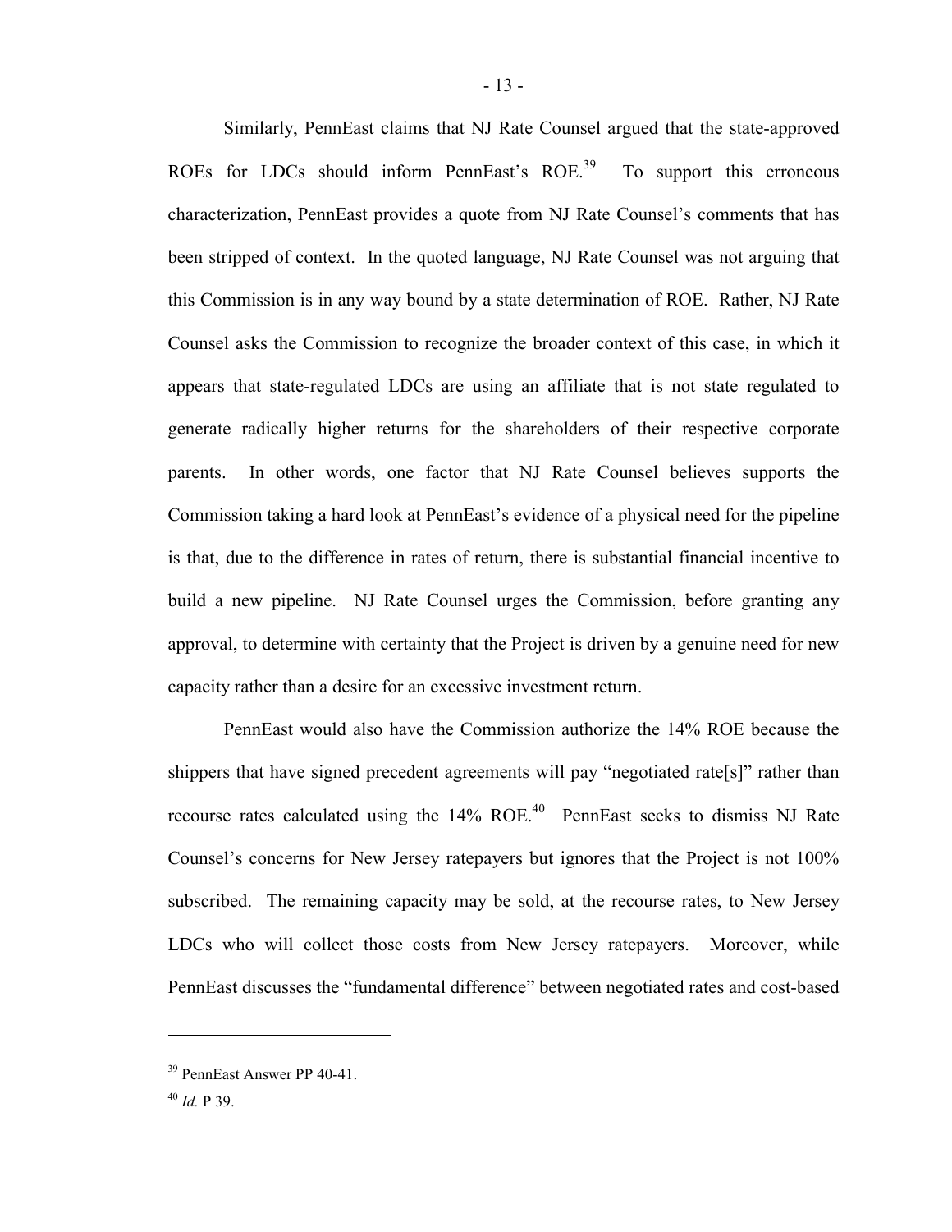Similarly, PennEast claims that NJ Rate Counsel argued that the state-approved ROEs for LDCs should inform PennEast's ROE.[39] To support this erroneous characterization, PennEast provides a quote from NJ Rate Counsel's comments that has been stripped of context. In the quoted language, NJ Rate Counsel was not arguing that this Commission is in any way bound by a state determination of ROE. Rather, NJ Rate Counsel asks the Commission to recognize the broader context of this case, in which it appears that state-regulated LDCs are using an affiliate that is not state regulated to generate radically higher returns for the shareholders of their respective corporate parents. In other words, one factor that NJ Rate Counsel believes supports the Commission taking a hard look at PennEast's evidence of a physical need for the pipeline is that, due to the difference in rates of return, there is substantial financial incentive to build a new pipeline. NJ Rate Counsel urges the Commission, before granting any approval, to determine with certainty that the Project is driven by a genuine need for new capacity rather than a desire for an excessive investment return.

PennEast would also have the Commission authorize the 14% ROE because the shippers that have signed precedent agreements will pay "negotiated rate[s]" rather than recourse rates calculated using the 14% ROE.[40] PennEast seeks to dismiss NJ Rate Counsel's concerns for New Jersey ratepayers but ignores that the Project is not 100% subscribed. The remaining capacity may be sold, at the recourse rates, to New Jersey LDCs who will collect those costs from New Jersey ratepayers. Moreover, while PennEast discusses the "fundamental difference" between negotiated rates and cost-based

---

[39] PennEast Answer PP 40-41.

[40] *Id.* P 39.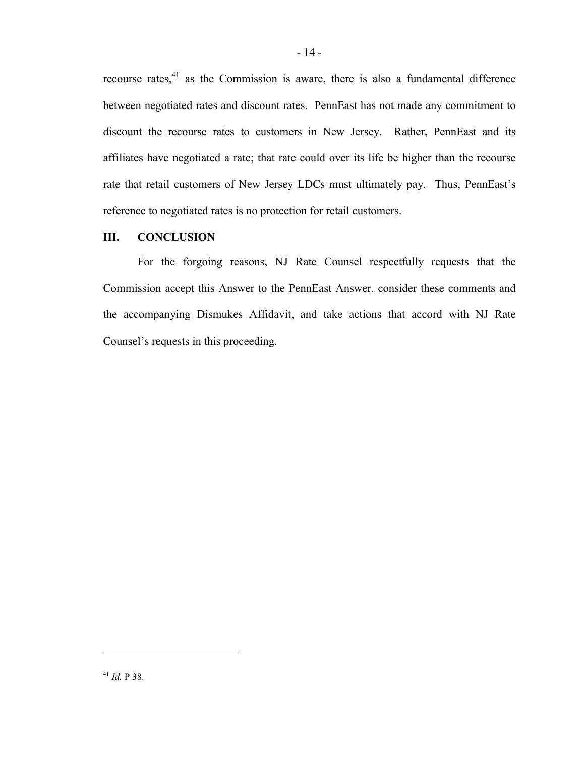recourse rates,[41] as the Commission is aware, there is also a fundamental difference between negotiated rates and discount rates. PennEast has not made any commitment to discount the recourse rates to customers in New Jersey. Rather, PennEast and its affiliates have negotiated a rate; that rate could over its life be higher than the recourse rate that retail customers of New Jersey LDCs must ultimately pay. Thus, PennEast's reference to negotiated rates is no protection for retail customers.

## III. CONCLUSION

For the forgoing reasons, NJ Rate Counsel respectfully requests that the Commission accept this Answer to the PennEast Answer, consider these comments and the accompanying Dismukes Affidavit, and take actions that accord with NJ Rate Counsel's requests in this proceeding.

---

[41] *Id.* P 38.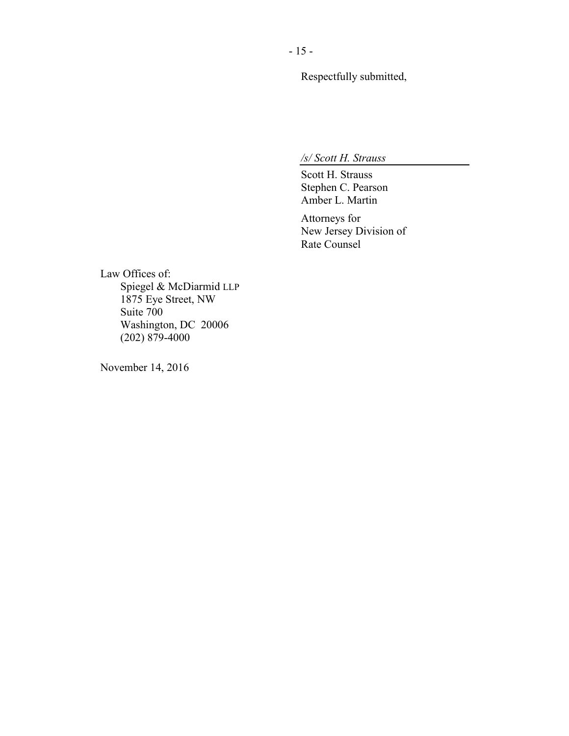Respectfully submitted,

*/s/ Scott H. Strauss*

Scott H. Strauss
Stephen C. Pearson
Amber L. Martin

Attorneys for
New Jersey Division of
Rate Counsel

Law Offices of:
Spiegel & McDiarmid LLP
1875 Eye Street, NW
Suite 700
Washington, DC 20006
(202) 879-4000

November 14, 2016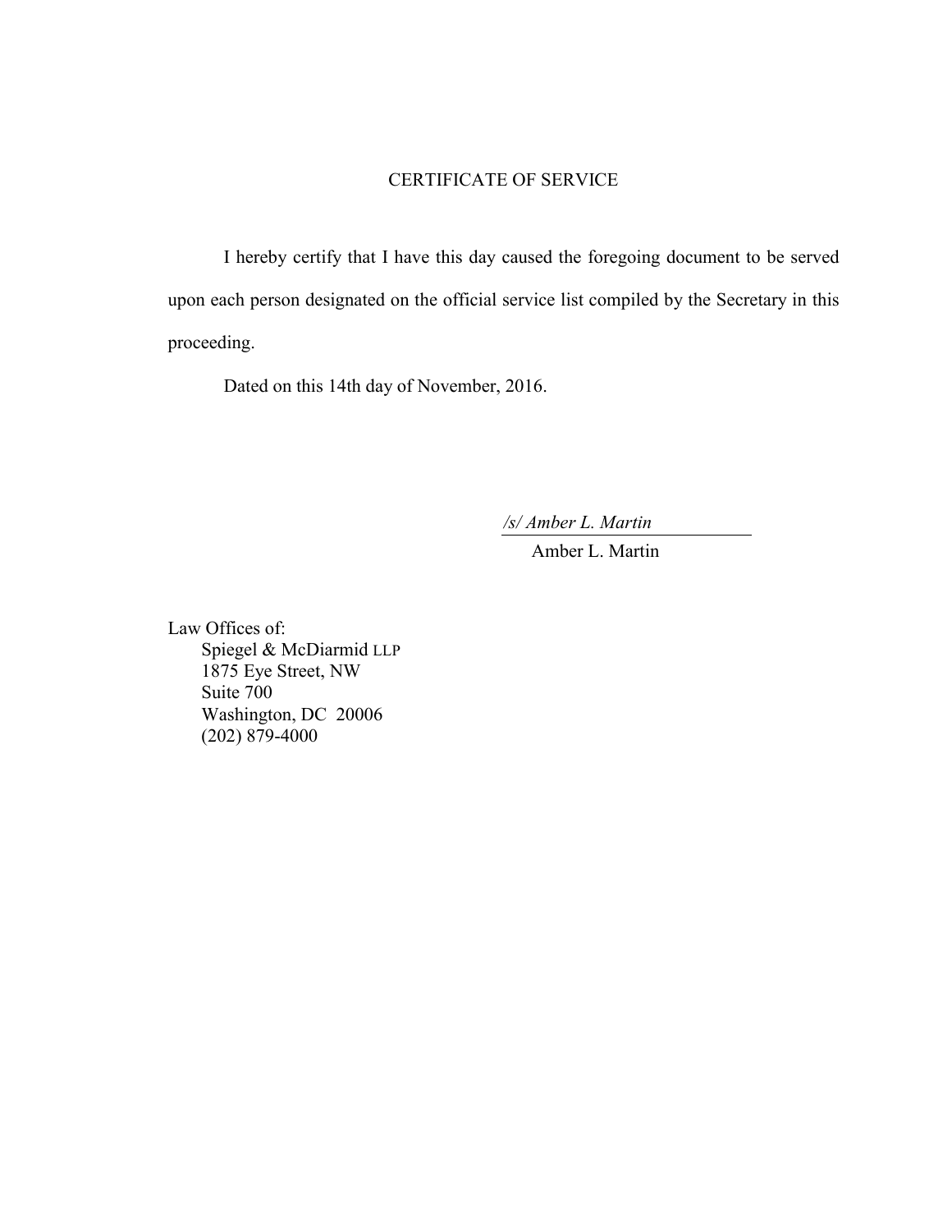# CERTIFICATE OF SERVICE

I hereby certify that I have this day caused the foregoing document to be served upon each person designated on the official service list compiled by the Secretary in this proceeding.

Dated on this 14th day of November, 2016.

*/s/ Amber L. Martin*
Amber L. Martin

Law Offices of:
Spiegel & McDiarmid LLP
1875 Eye Street, NW
Suite 700
Washington, DC 20006
(202) 879-4000